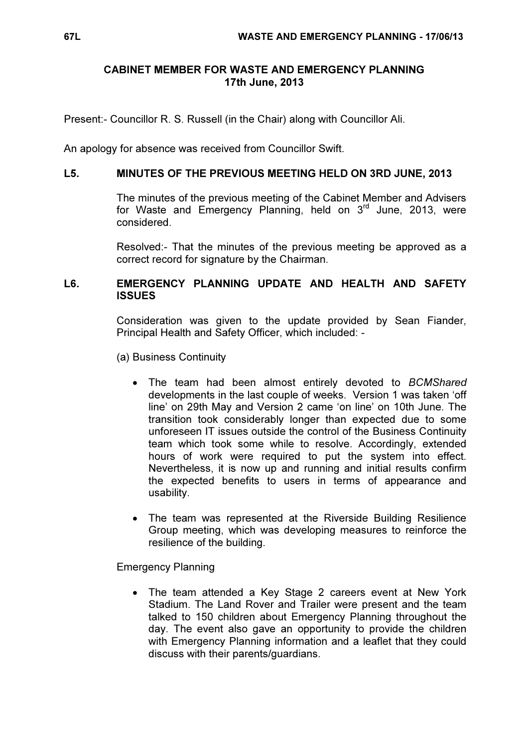## CABINET MEMBER FOR WASTE AND EMERGENCY PLANNING
## 17th June, 2013

Present:- Councillor R. S. Russell (in the Chair) along with Councillor Ali.

An apology for absence was received from Councillor Swift.

### L5. MINUTES OF THE PREVIOUS MEETING HELD ON 3RD JUNE, 2013

The minutes of the previous meeting of the Cabinet Member and Advisers for Waste and Emergency Planning, held on 3rd June, 2013, were considered.

Resolved:- That the minutes of the previous meeting be approved as a correct record for signature by the Chairman.

### L6. EMERGENCY PLANNING UPDATE AND HEALTH AND SAFETY ISSUES

Consideration was given to the update provided by Sean Fiander, Principal Health and Safety Officer, which included: -

(a) Business Continuity

- The team had been almost entirely devoted to *BCMShared* developments in the last couple of weeks. Version 1 was taken 'off line' on 29th May and Version 2 came 'on line' on 10th June. The transition took considerably longer than expected due to some unforeseen IT issues outside the control of the Business Continuity team which took some while to resolve. Accordingly, extended hours of work were required to put the system into effect. Nevertheless, it is now up and running and initial results confirm the expected benefits to users in terms of appearance and usability.

- The team was represented at the Riverside Building Resilience Group meeting, which was developing measures to reinforce the resilience of the building.

Emergency Planning

- The team attended a Key Stage 2 careers event at New York Stadium. The Land Rover and Trailer were present and the team talked to 150 children about Emergency Planning throughout the day. The event also gave an opportunity to provide the children with Emergency Planning information and a leaflet that they could discuss with their parents/guardians.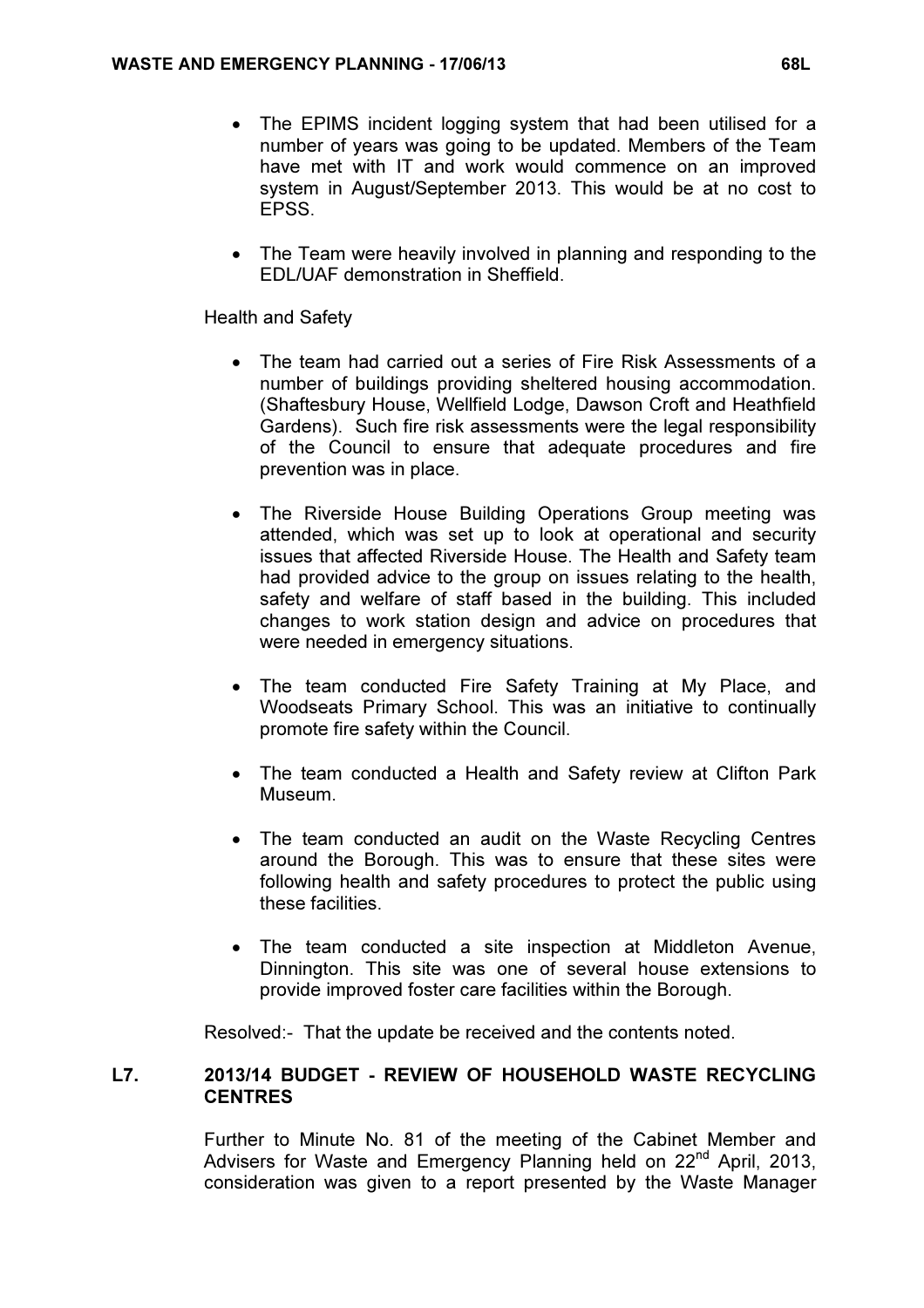- The EPIMS incident logging system that had been utilised for a number of years was going to be updated. Members of the Team have met with IT and work would commence on an improved system in August/September 2013. This would be at no cost to EPSS.

- The Team were heavily involved in planning and responding to the EDL/UAF demonstration in Sheffield.

Health and Safety

- The team had carried out a series of Fire Risk Assessments of a number of buildings providing sheltered housing accommodation. (Shaftesbury House, Wellfield Lodge, Dawson Croft and Heathfield Gardens). Such fire risk assessments were the legal responsibility of the Council to ensure that adequate procedures and fire prevention was in place.

- The Riverside House Building Operations Group meeting was attended, which was set up to look at operational and security issues that affected Riverside House. The Health and Safety team had provided advice to the group on issues relating to the health, safety and welfare of staff based in the building. This included changes to work station design and advice on procedures that were needed in emergency situations.

- The team conducted Fire Safety Training at My Place, and Woodseats Primary School. This was an initiative to continually promote fire safety within the Council.

- The team conducted a Health and Safety review at Clifton Park Museum.

- The team conducted an audit on the Waste Recycling Centres around the Borough. This was to ensure that these sites were following health and safety procedures to protect the public using these facilities.

- The team conducted a site inspection at Middleton Avenue, Dinnington. This site was one of several house extensions to provide improved foster care facilities within the Borough.

Resolved:- That the update be received and the contents noted.

## L7. 2013/14 BUDGET - REVIEW OF HOUSEHOLD WASTE RECYCLING CENTRES

Further to Minute No. 81 of the meeting of the Cabinet Member and Advisers for Waste and Emergency Planning held on 22nd April, 2013, consideration was given to a report presented by the Waste Manager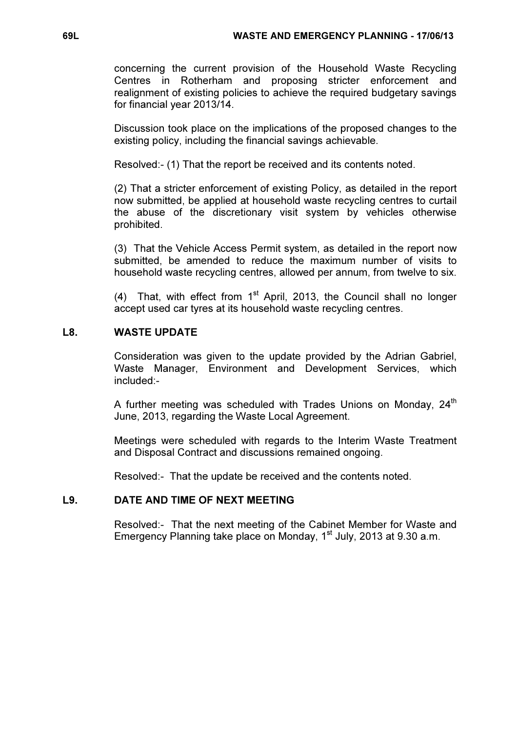concerning the current provision of the Household Waste Recycling Centres in Rotherham and proposing stricter enforcement and realignment of existing policies to achieve the required budgetary savings for financial year 2013/14.

Discussion took place on the implications of the proposed changes to the existing policy, including the financial savings achievable.

Resolved:- (1) That the report be received and its contents noted.

(2) That a stricter enforcement of existing Policy, as detailed in the report now submitted, be applied at household waste recycling centres to curtail the abuse of the discretionary visit system by vehicles otherwise prohibited.

(3) That the Vehicle Access Permit system, as detailed in the report now submitted, be amended to reduce the maximum number of visits to household waste recycling centres, allowed per annum, from twelve to six.

(4) That, with effect from 1st April, 2013, the Council shall no longer accept used car tyres at its household waste recycling centres.

## L8. WASTE UPDATE

Consideration was given to the update provided by the Adrian Gabriel, Waste Manager, Environment and Development Services, which included:-

A further meeting was scheduled with Trades Unions on Monday, 24th June, 2013, regarding the Waste Local Agreement.

Meetings were scheduled with regards to the Interim Waste Treatment and Disposal Contract and discussions remained ongoing.

Resolved:- That the update be received and the contents noted.

## L9. DATE AND TIME OF NEXT MEETING

Resolved:- That the next meeting of the Cabinet Member for Waste and Emergency Planning take place on Monday, 1st July, 2013 at 9.30 a.m.